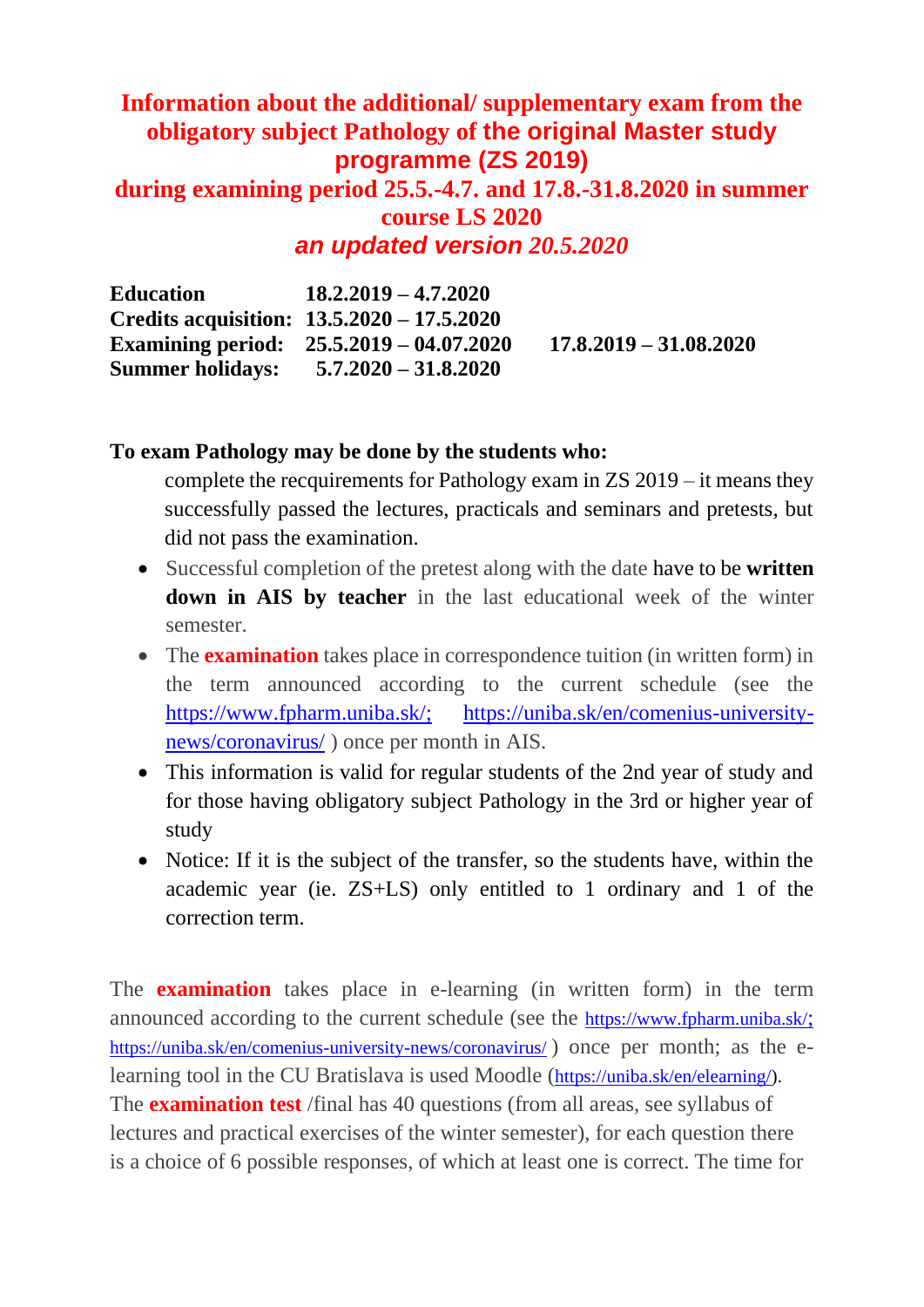# Information about the additional/ supplementary exam from the obligatory subject Pathology of the original Master study programme (ZS 2019)

## during examining period 25.5.-4.7. and 17.8.-31.8.2020 in summer course LS 2020

## *an updated version 20.5.2020*

| | | |
|---|---|---|
| **Education** | **18.2.2019 – 4.7.2020** | |
| **Credits acquisition:** | **13.5.2020 – 17.5.2020** | |
| **Examining period:** | **25.5.2019 – 04.07.2020** | **17.8.2019 – 31.08.2020** |
| **Summer holidays:** | **5.7.2020 – 31.8.2020** | |

**To exam Pathology may be done by the students who:**

complete the recquirements for Pathology exam in ZS 2019 – it means they successfully passed the lectures, practicals and seminars and pretests, but did not pass the examination.

- Successful completion of the pretest along with the date have to be **written down in AIS by teacher** in the last educational week of the winter semester.
- The **examination** takes place in correspondence tuition (in written form) in the term announced according to the current schedule (see the https://www.fpharm.uniba.sk/; https://uniba.sk/en/comenius-university-news/coronavirus/ ) once per month in AIS.
- This information is valid for regular students of the 2nd year of study and for those having obligatory subject Pathology in the 3rd or higher year of study
- Notice: If it is the subject of the transfer, so the students have, within the academic year (ie. ZS+LS) only entitled to 1 ordinary and 1 of the correction term.

The **examination** takes place in e-learning (in written form) in the term announced according to the current schedule (see the https://www.fpharm.uniba.sk/; https://uniba.sk/en/comenius-university-news/coronavirus/ ) once per month; as the e-learning tool in the CU Bratislava is used Moodle (https://uniba.sk/en/elearning/).

The **examination test** /final has 40 questions (from all areas, see syllabus of lectures and practical exercises of the winter semester), for each question there is a choice of 6 possible responses, of which at least one is correct. The time for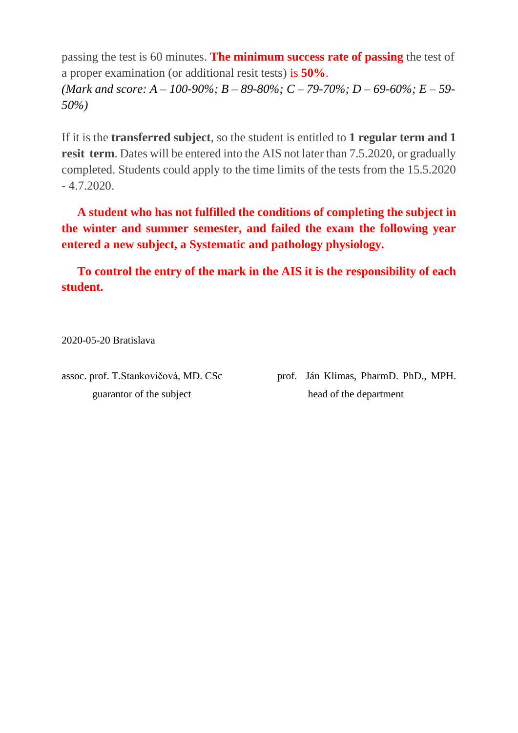passing the test is 60 minutes. **The minimum success rate of passing** the test of a proper examination (or additional resit tests) is **50%**.
*(Mark and score: A – 100-90%; B – 89-80%; C – 79-70%; D – 69-60%; E – 59-50%)*

If it is the **transferred subject**, so the student is entitled to **1 regular term and 1 resit term**. Dates will be entered into the AIS not later than 7.5.2020, or gradually completed. Students could apply to the time limits of the tests from the 15.5.2020 - 4.7.2020.

**A student who has not fulfilled the conditions of completing the subject in the winter and summer semester, and failed the exam the following year entered a new subject, a Systematic and pathology physiology.**

**To control the entry of the mark in the AIS it is the responsibility of each student.**

2020-05-20 Bratislava

assoc. prof. T.Stankovičová, MD. CSc
guarantor of the subject

prof. Ján Klimas, PharmD. PhD., MPH.
head of the department